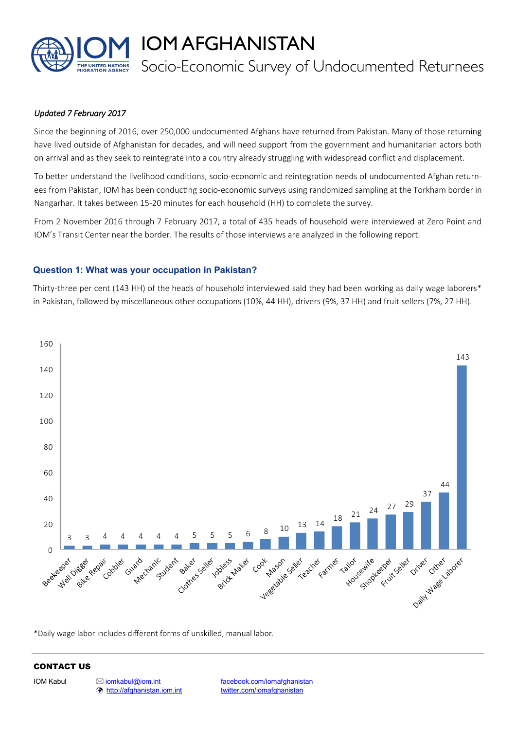# IOM AFGHANISTAN

## Socio-Economic Survey of Undocumented Returnees

*Updated 7 February 2017*

Since the beginning of 2016, over 250,000 undocumented Afghans have returned from Pakistan. Many of those returning have lived outside of Afghanistan for decades, and will need support from the government and humanitarian actors both on arrival and as they seek to reintegrate into a country already struggling with widespread conflict and displacement.

To better understand the livelihood conditions, socio-economic and reintegration needs of undocumented Afghan returnees from Pakistan, IOM has been conducting socio-economic surveys using randomized sampling at the Torkham border in Nangarhar. It takes between 15-20 minutes for each household (HH) to complete the survey.

From 2 November 2016 through 7 February 2017, a total of 435 heads of household were interviewed at Zero Point and IOM's Transit Center near the border. The results of those interviews are analyzed in the following report.

### Question 1: What was your occupation in Pakistan?

Thirty-three per cent (143 HH) of the heads of household interviewed said they had been working as daily wage laborers* in Pakistan, followed by miscellaneous other occupations (10%, 44 HH), drivers (9%, 37 HH) and fruit sellers (7%, 27 HH).

| Occupation | Number of HH |
|---|---|
| Beekeeper | 3 |
| Well Digger | 3 |
| Bike Repair | 4 |
| Cobbler | 4 |
| Guard | 4 |
| Mechanic | 4 |
| Student | 4 |
| Baker | 5 |
| Clothes Seller | 5 |
| Jobless | 5 |
| Brick Maker | 6 |
| Cook | 8 |
| Mason | 10 |
| Vegetable Seller | 13 |
| Teacher | 14 |
| Farmer | 18 |
| Tailor | 21 |
| Housewife | 24 |
| Shopkeeper | 27 |
| Fruit Seller | 29 |
| Driver | 37 |
| Other | 44 |
| Daily Wage Laborer | 143 |

*Daily wage labor includes different forms of unskilled, manual labor.

**CONTACT US**

IOM Kabul iomkabul@iom.int http://afghanistan.iom.int facebook.com/iomafghanistan twitter.com/iomafghanistan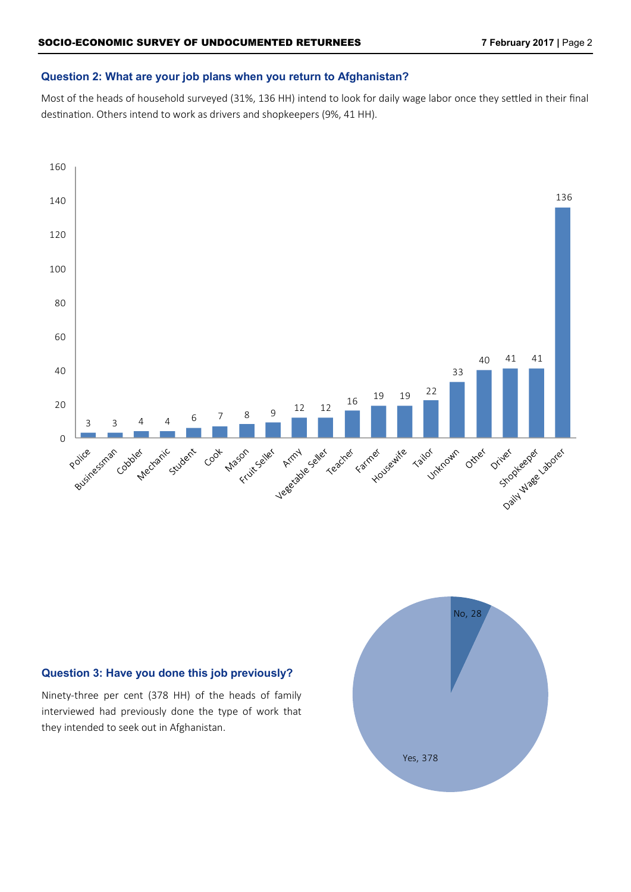### Question 2: What are your job plans when you return to Afghanistan?

Most of the heads of household surveyed (31%, 136 HH) intend to look for daily wage labor once they settled in their final destination. Others intend to work as drivers and shopkeepers (9%, 41 HH).

| Job | Number |
|---|---|
| Police | 3 |
| Businessman | 3 |
| Cobbler | 4 |
| Mechanic | 4 |
| Student | 6 |
| Cook | 7 |
| Mason | 8 |
| Fruit Seller | 9 |
| Army | 12 |
| Vegetable Seller | 12 |
| Teacher | 16 |
| Farmer | 19 |
| Housewife | 19 |
| Tailor | 22 |
| Unknown | 33 |
| Other | 40 |
| Driver | 41 |
| Shopkeeper | 41 |
| Daily Wage Laborer | 136 |

### Question 3: Have you done this job previously?

Ninety-three per cent (378 HH) of the heads of family interviewed had previously done the type of work that they intended to seek out in Afghanistan.

| Response | Number |
|---|---|
| No | 28 |
| Yes | 378 |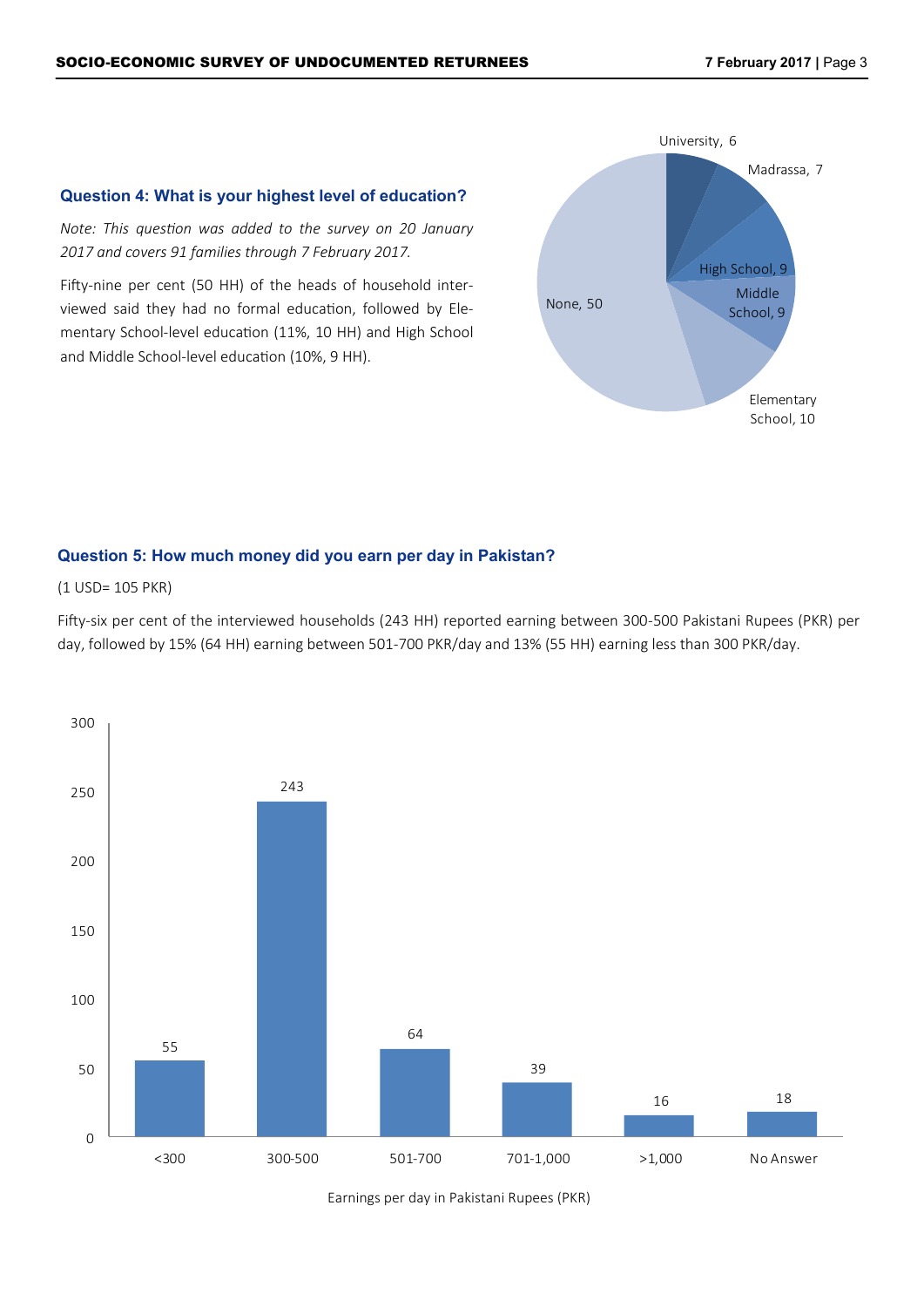### Question 4: What is your highest level of education?

*Note: This question was added to the survey on 20 January 2017 and covers 91 families through 7 February 2017.*

Fifty-nine per cent (50 HH) of the heads of household interviewed said they had no formal education, followed by Elementary School-level education (11%, 10 HH) and High School and Middle School-level education (10%, 9 HH).

| Education level | HH |
|---|---|
| University | 6 |
| Madrassa | 7 |
| High School | 9 |
| Middle School | 9 |
| Elementary School | 10 |
| None | 50 |

### Question 5: How much money did you earn per day in Pakistan?

(1 USD= 105 PKR)

Fifty-six per cent of the interviewed households (243 HH) reported earning between 300-500 Pakistani Rupees (PKR) per day, followed by 15% (64 HH) earning between 501-700 PKR/day and 13% (55 HH) earning less than 300 PKR/day.

| Earnings per day in Pakistani Rupees (PKR) | HH |
|---|---|
| <300 | 55 |
| 300-500 | 243 |
| 501-700 | 64 |
| 701-1,000 | 39 |
| >1,000 | 16 |
| No Answer | 18 |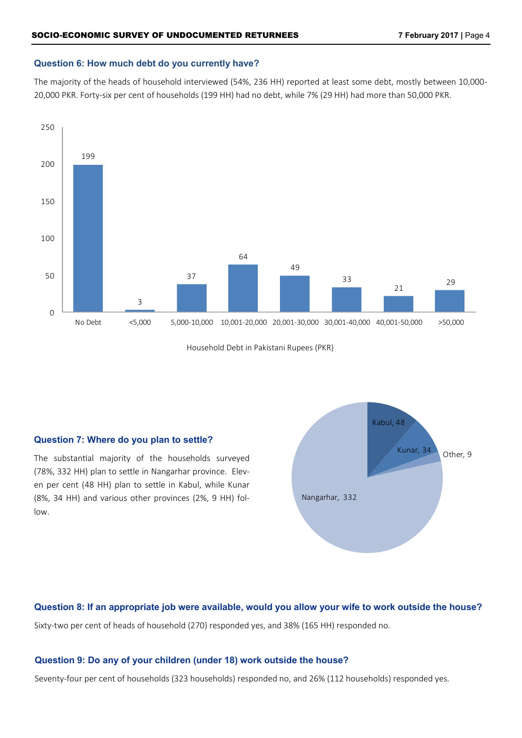### Question 6: How much debt do you currently have?

The majority of the heads of household interviewed (54%, 236 HH) reported at least some debt, mostly between 10,000-20,000 PKR. Forty-six per cent of households (199 HH) had no debt, while 7% (29 HH) had more than 50,000 PKR.

| Household Debt in Pakistani Rupees (PKR) | Households |
|---|---|
| No Debt | 199 |
| <5,000 | 3 |
| 5,000-10,000 | 37 |
| 10,001-20,000 | 64 |
| 20,001-30,000 | 49 |
| 30,001-40,000 | 33 |
| 40,001-50,000 | 21 |
| >50,000 | 29 |

Household Debt in Pakistani Rupees (PKR)

### Question 7: Where do you plan to settle?

The substantial majority of the households surveyed (78%, 332 HH) plan to settle in Nangarhar province. Eleven per cent (48 HH) plan to settle in Kabul, while Kunar (8%, 34 HH) and various other provinces (2%, 9 HH) follow.

| Province | Households |
|---|---|
| Kabul | 48 |
| Kunar | 34 |
| Other | 9 |
| Nangarhar | 332 |

### Question 8: If an appropriate job were available, would you allow your wife to work outside the house?

Sixty-two per cent of heads of household (270) responded yes, and 38% (165 HH) responded no.

### Question 9: Do any of your children (under 18) work outside the house?

Seventy-four per cent of households (323 households) responded no, and 26% (112 households) responded yes.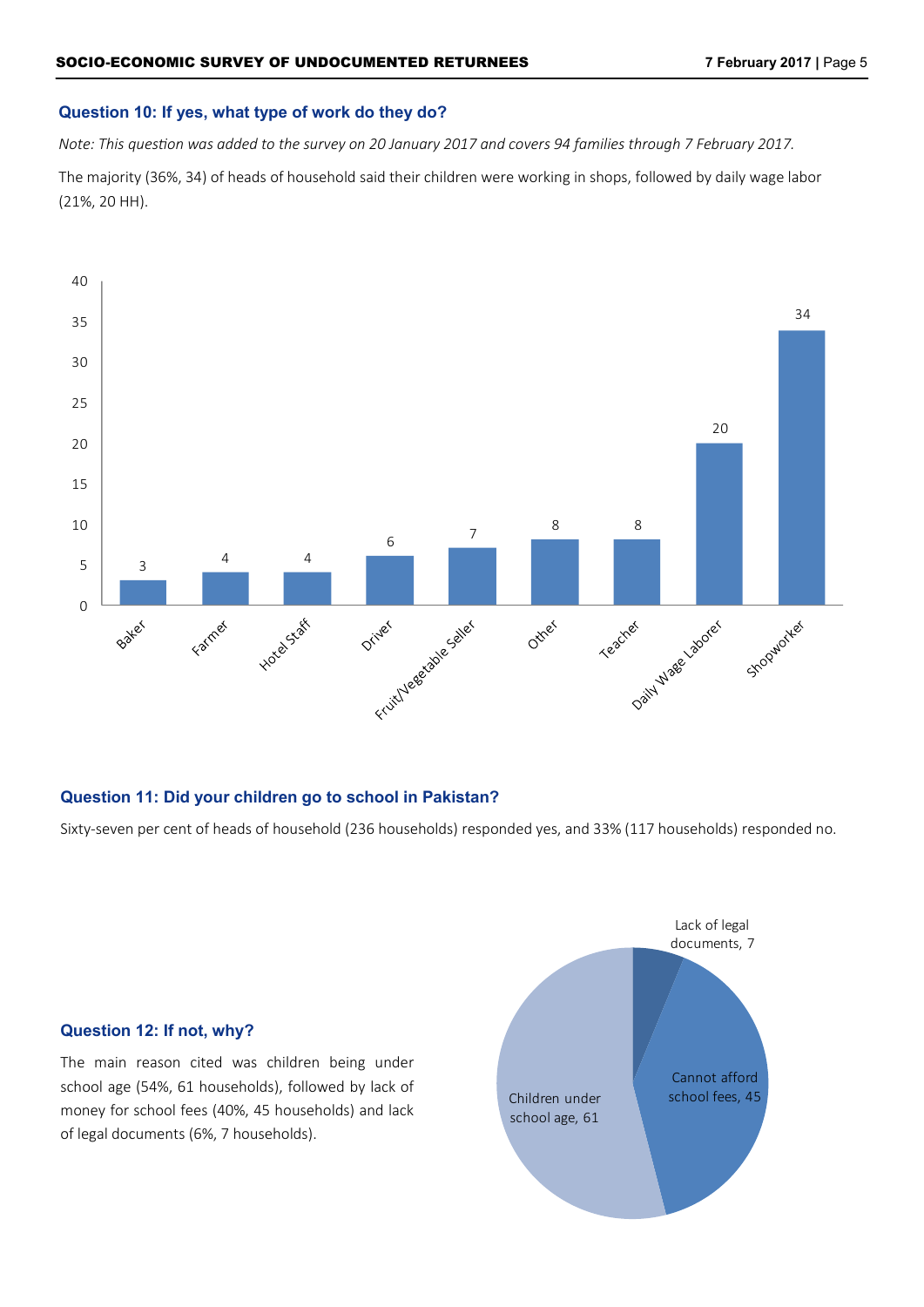### Question 10: If yes, what type of work do they do?

*Note: This question was added to the survey on 20 January 2017 and covers 94 families through 7 February 2017.*

The majority (36%, 34) of heads of household said their children were working in shops, followed by daily wage labor (21%, 20 HH).

| Type of work | Number |
|---|---|
| Baker | 3 |
| Farmer | 4 |
| Hotel Staff | 4 |
| Driver | 6 |
| Fruit/Vegetable Seller | 7 |
| Other | 8 |
| Teacher | 8 |
| Daily Wage Laborer | 20 |
| Shopworker | 34 |

### Question 11: Did your children go to school in Pakistan?

Sixty-seven per cent of heads of household (236 households) responded yes, and 33% (117 households) responded no.

### Question 12: If not, why?

The main reason cited was children being under school age (54%, 61 households), followed by lack of money for school fees (40%, 45 households) and lack of legal documents (6%, 7 households).

| Reason | Households |
|---|---|
| Children under school age | 61 |
| Cannot afford school fees | 45 |
| Lack of legal documents | 7 |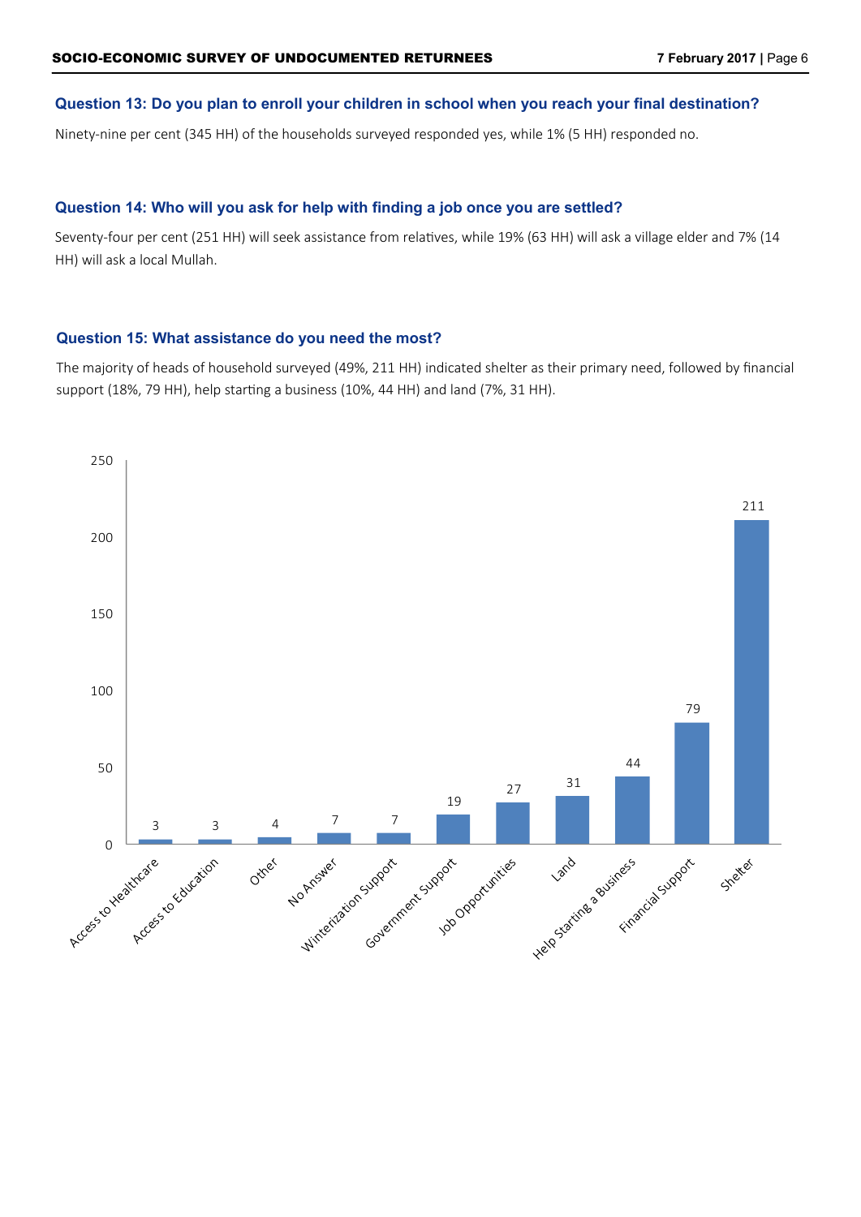### Question 13: Do you plan to enroll your children in school when you reach your final destination?

Ninety-nine per cent (345 HH) of the households surveyed responded yes, while 1% (5 HH) responded no.

### Question 14: Who will you ask for help with finding a job once you are settled?

Seventy-four per cent (251 HH) will seek assistance from relatives, while 19% (63 HH) will ask a village elder and 7% (14 HH) will ask a local Mullah.

### Question 15: What assistance do you need the most?

The majority of heads of household surveyed (49%, 211 HH) indicated shelter as their primary need, followed by financial support (18%, 79 HH), help starting a business (10%, 44 HH) and land (7%, 31 HH).

250
200
150
100
50
0

Access to Healthcare 3
Access to Education 3
Other 4
No Answer 7
Winterization Support 7
Government Support 19
Job Opportunities 27
Land 31
Help Starting a Business 44
Financial Support 79
Shelter 211